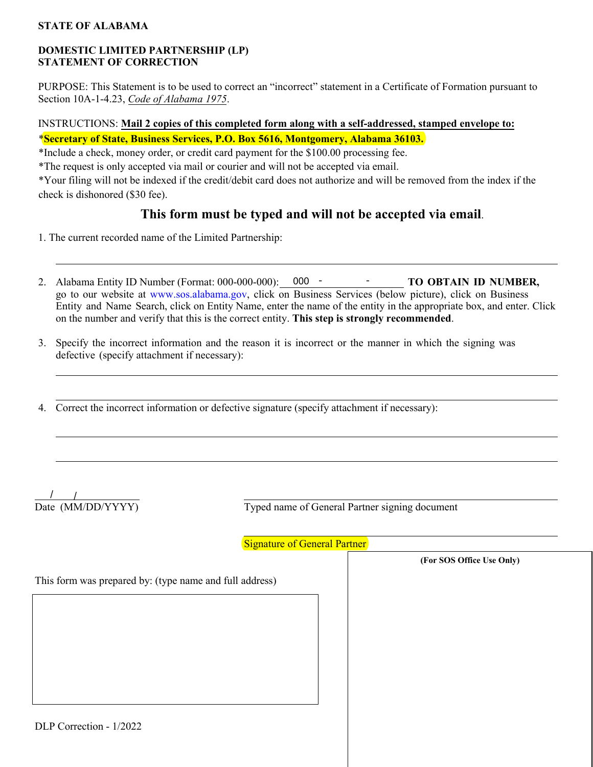**STATE OF ALABAMA**

**DOMESTIC LIMITED PARTNERSHIP (LP)**
**STATEMENT OF CORRECTION**

PURPOSE: This Statement is to be used to correct an "incorrect" statement in a Certificate of Formation pursuant to Section 10A-1-4.23, *Code of Alabama 1975*.

INSTRUCTIONS: **Mail 2 copies of this completed form along with a self-addressed, stamped envelope to:**

*__Secretary of State, Business Services, P.O. Box 5616, Montgomery, Alabama 36103.__

*Include a check, money order, or credit card payment for the $100.00 processing fee.

*The request is only accepted via mail or courier and will not be accepted via email.

*Your filing will not be indexed if the credit/debit card does not authorize and will be removed from the index if the check is dishonored ($30 fee).

## This form must be typed and will not be accepted via email.

1. The current recorded name of the Limited Partnership:

______________________________________________________________________

2. Alabama Entity ID Number (Format: 000-000-000): 000 - ______ - ______ **TO OBTAIN ID NUMBER,** go to our website at www.sos.alabama.gov, click on Business Services (below picture), click on Business Entity and Name Search, click on Entity Name, enter the name of the entity in the appropriate box, and enter. Click on the number and verify that this is the correct entity. **This step is strongly recommended**.

3. Specify the incorrect information and the reason it is incorrect or the manner in which the signing was defective (specify attachment if necessary):

______________________________________________________________________

______________________________________________________________________

4. Correct the incorrect information or defective signature (specify attachment if necessary):

______________________________________________________________________

______________________________________________________________________

____/____/________
Date (MM/DD/YYYY)

______________________________________________________________________
Typed name of General Partner signing document

______________________________________________________________________
Signature of General Partner

This form was prepared by: (type name and full address)

**(For SOS Office Use Only)**

DLP Correction - 1/2022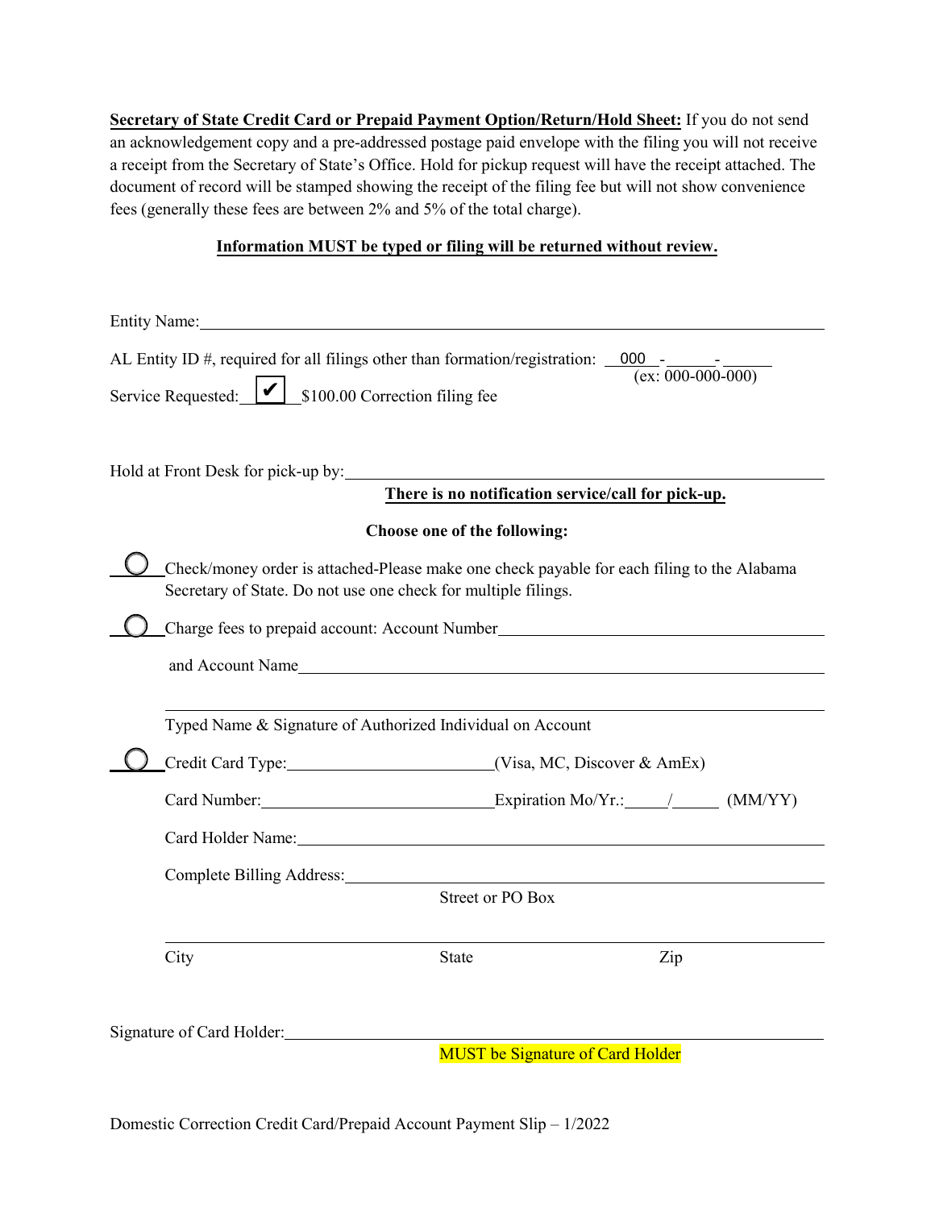**Secretary of State Credit Card or Prepaid Payment Option/Return/Hold Sheet:** If you do not send an acknowledgement copy and a pre-addressed postage paid envelope with the filing you will not receive a receipt from the Secretary of State's Office. Hold for pickup request will have the receipt attached. The document of record will be stamped showing the receipt of the filing fee but will not show convenience fees (generally these fees are between 2% and 5% of the total charge).

**Information MUST be typed or filing will be returned without review.**

Entity Name: ______________________________

AL Entity ID #, required for all filings other than formation/registration: 000 - ______ - ______ (ex: 000-000-000)

Service Requested: ✔ $100.00 Correction filing fee

Hold at Front Desk for pick-up by: ______________________________

**There is no notification service/call for pick-up.**

**Choose one of the following:**

○ Check/money order is attached-Please make one check payable for each filing to the Alabama Secretary of State. Do not use one check for multiple filings.

○ Charge fees to prepaid account: Account Number ______________________________

and Account Name ______________________________

______________________________

Typed Name & Signature of Authorized Individual on Account

○ Credit Card Type: ______________ (Visa, MC, Discover & AmEx)

Card Number: ______________ Expiration Mo/Yr.: ____/____ (MM/YY)

Card Holder Name: ______________________________

Complete Billing Address: ______________________________

Street or PO Box

______________________________

City State Zip

Signature of Card Holder: ______________________________

MUST be Signature of Card Holder

Domestic Correction Credit Card/Prepaid Account Payment Slip – 1/2022